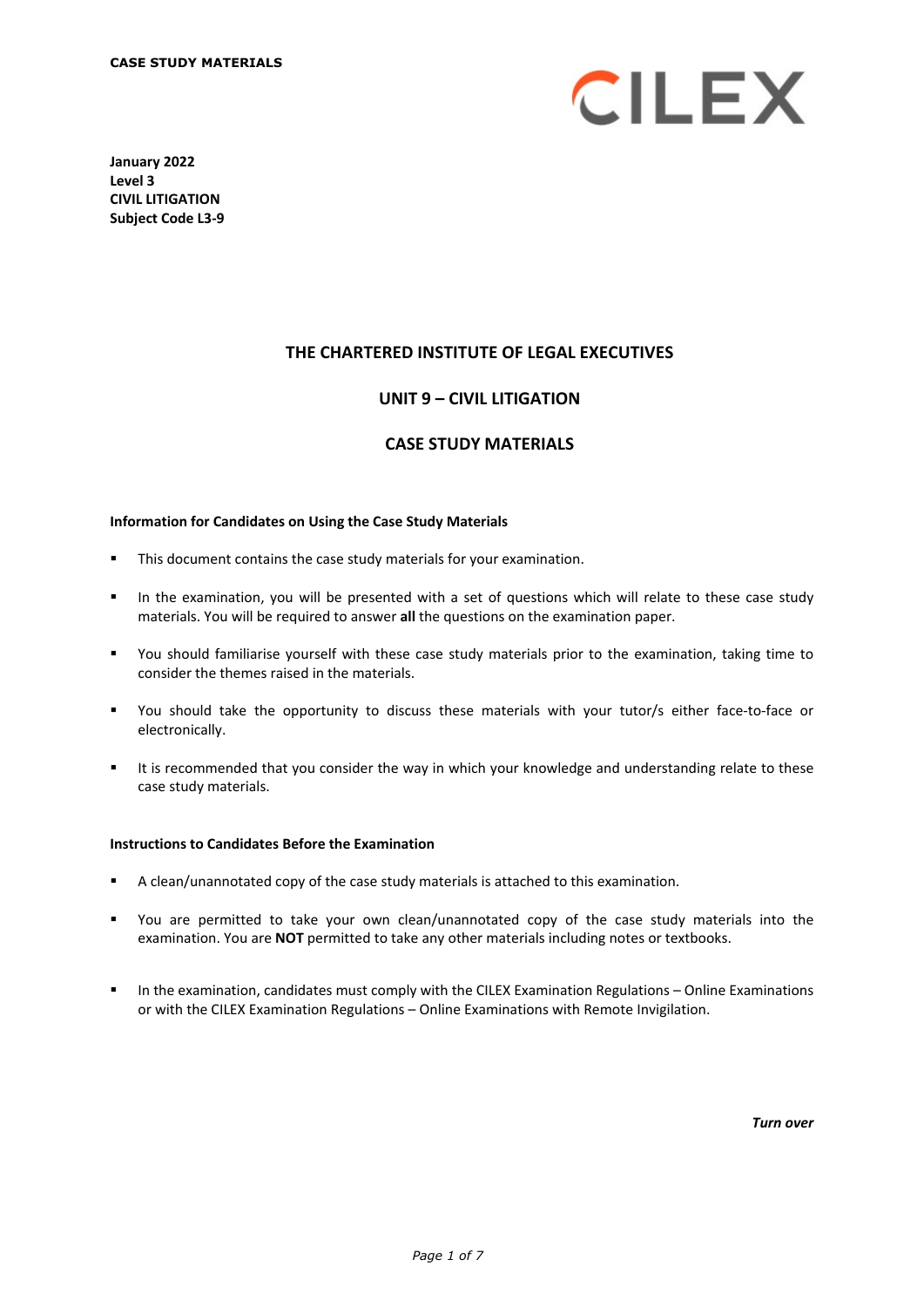**CASE STUDY MATERIALS**

CILEX

**January 2022**
**Level 3**
**CIVIL LITIGATION**
**Subject Code L3-9**

# THE CHARTERED INSTITUTE OF LEGAL EXECUTIVES

## UNIT 9 – CIVIL LITIGATION

## CASE STUDY MATERIALS

**Information for Candidates on Using the Case Study Materials**

- This document contains the case study materials for your examination.
- In the examination, you will be presented with a set of questions which will relate to these case study materials. You will be required to answer **all** the questions on the examination paper.
- You should familiarise yourself with these case study materials prior to the examination, taking time to consider the themes raised in the materials.
- You should take the opportunity to discuss these materials with your tutor/s either face-to-face or electronically.
- It is recommended that you consider the way in which your knowledge and understanding relate to these case study materials.

**Instructions to Candidates Before the Examination**

- A clean/unannotated copy of the case study materials is attached to this examination.
- You are permitted to take your own clean/unannotated copy of the case study materials into the examination. You are **NOT** permitted to take any other materials including notes or textbooks.
- In the examination, candidates must comply with the CILEX Examination Regulations – Online Examinations or with the CILEX Examination Regulations – Online Examinations with Remote Invigilation.

***Turn over***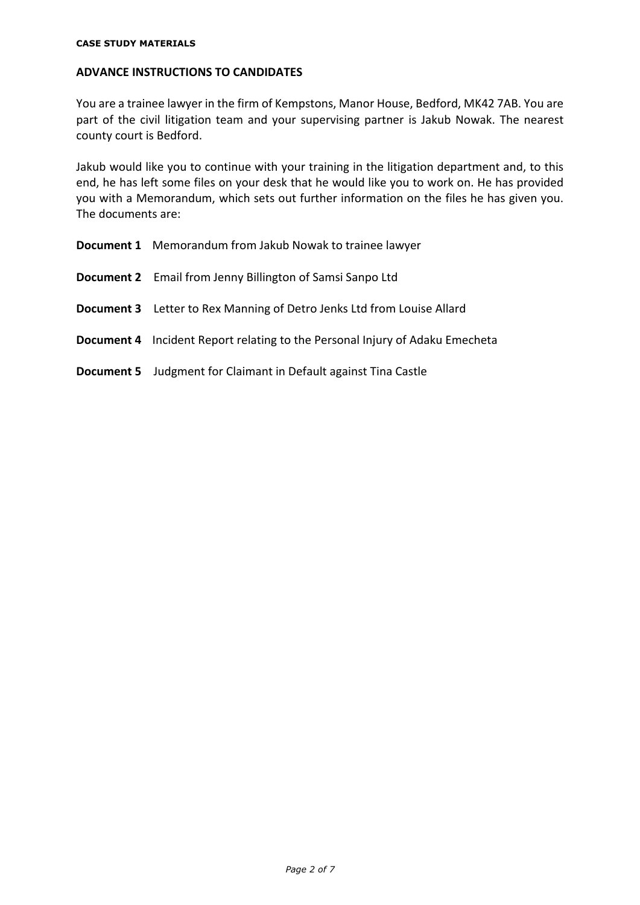**CASE STUDY MATERIALS**

## ADVANCE INSTRUCTIONS TO CANDIDATES

You are a trainee lawyer in the firm of Kempstons, Manor House, Bedford, MK42 7AB. You are part of the civil litigation team and your supervising partner is Jakub Nowak. The nearest county court is Bedford.

Jakub would like you to continue with your training in the litigation department and, to this end, he has left some files on your desk that he would like you to work on. He has provided you with a Memorandum, which sets out further information on the files he has given you. The documents are:

**Document 1** Memorandum from Jakub Nowak to trainee lawyer

**Document 2** Email from Jenny Billington of Samsi Sanpo Ltd

**Document 3** Letter to Rex Manning of Detro Jenks Ltd from Louise Allard

**Document 4** Incident Report relating to the Personal Injury of Adaku Emecheta

**Document 5** Judgment for Claimant in Default against Tina Castle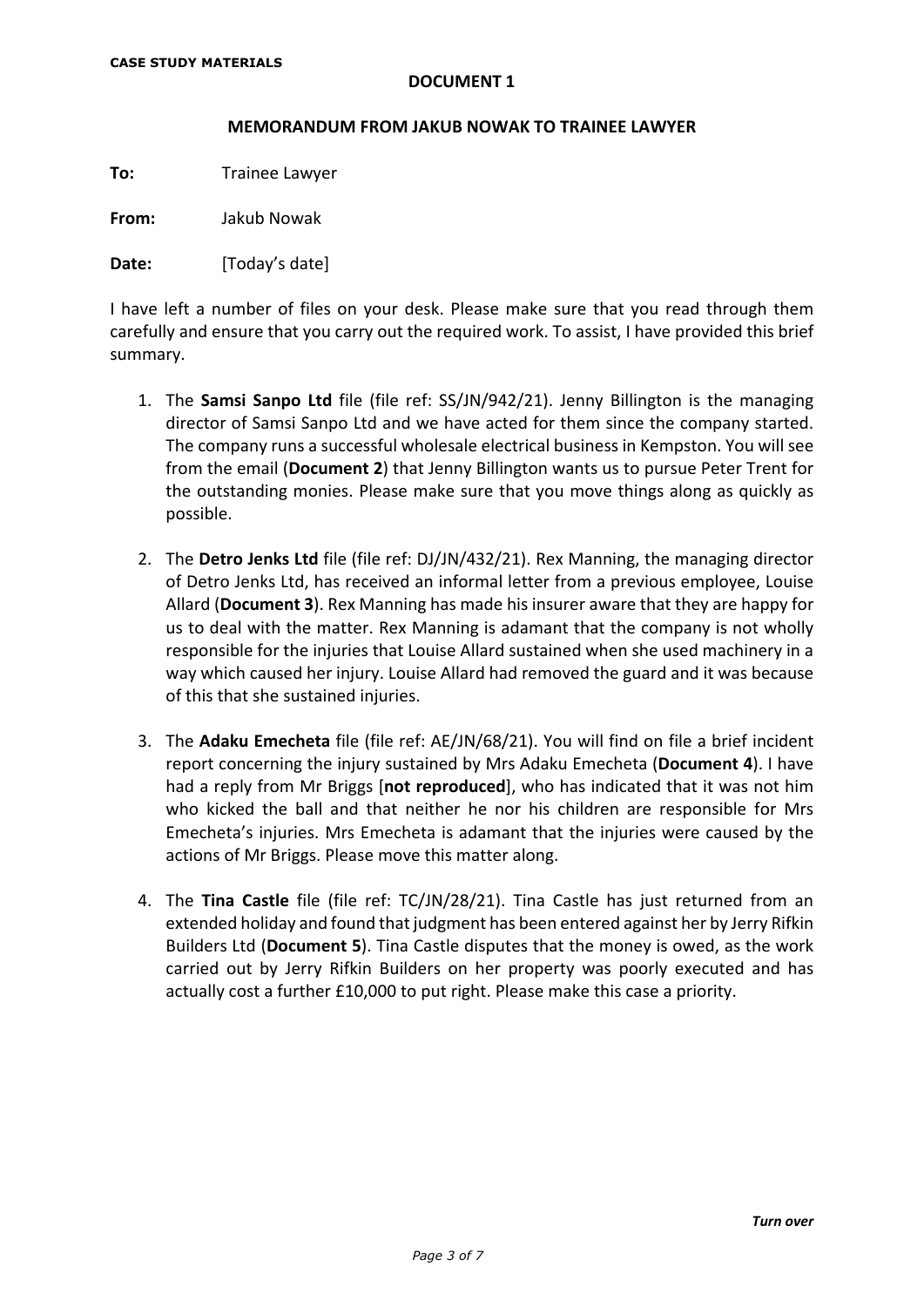**CASE STUDY MATERIALS**

**DOCUMENT 1**

**MEMORANDUM FROM JAKUB NOWAK TO TRAINEE LAWYER**

**To:** Trainee Lawyer

**From:** Jakub Nowak

**Date:** [Today's date]

I have left a number of files on your desk. Please make sure that you read through them carefully and ensure that you carry out the required work. To assist, I have provided this brief summary.

1. The **Samsi Sanpo Ltd** file (file ref: SS/JN/942/21). Jenny Billington is the managing director of Samsi Sanpo Ltd and we have acted for them since the company started. The company runs a successful wholesale electrical business in Kempston. You will see from the email (**Document 2**) that Jenny Billington wants us to pursue Peter Trent for the outstanding monies. Please make sure that you move things along as quickly as possible.

2. The **Detro Jenks Ltd** file (file ref: DJ/JN/432/21). Rex Manning, the managing director of Detro Jenks Ltd, has received an informal letter from a previous employee, Louise Allard (**Document 3**). Rex Manning has made his insurer aware that they are happy for us to deal with the matter. Rex Manning is adamant that the company is not wholly responsible for the injuries that Louise Allard sustained when she used machinery in a way which caused her injury. Louise Allard had removed the guard and it was because of this that she sustained injuries.

3. The **Adaku Emecheta** file (file ref: AE/JN/68/21). You will find on file a brief incident report concerning the injury sustained by Mrs Adaku Emecheta (**Document 4**). I have had a reply from Mr Briggs [**not reproduced**], who has indicated that it was not him who kicked the ball and that neither he nor his children are responsible for Mrs Emecheta's injuries. Mrs Emecheta is adamant that the injuries were caused by the actions of Mr Briggs. Please move this matter along.

4. The **Tina Castle** file (file ref: TC/JN/28/21). Tina Castle has just returned from an extended holiday and found that judgment has been entered against her by Jerry Rifkin Builders Ltd (**Document 5**). Tina Castle disputes that the money is owed, as the work carried out by Jerry Rifkin Builders on her property was poorly executed and has actually cost a further £10,000 to put right. Please make this case a priority.

***Turn over***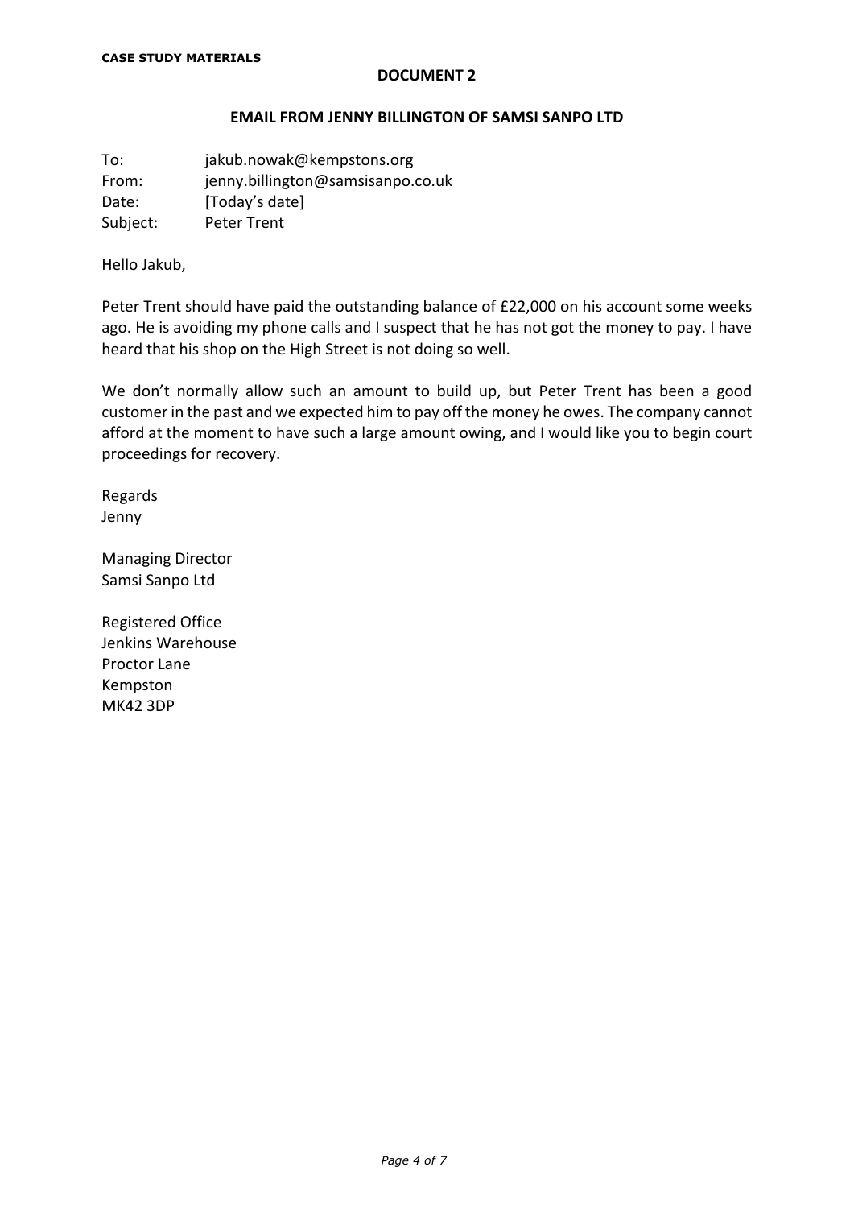**CASE STUDY MATERIALS**

## DOCUMENT 2

### EMAIL FROM JENNY BILLINGTON OF SAMSI SANPO LTD

To: jakub.nowak@kempstons.org
From: jenny.billington@samsisanpo.co.uk
Date: [Today's date]
Subject: Peter Trent

Hello Jakub,

Peter Trent should have paid the outstanding balance of £22,000 on his account some weeks ago. He is avoiding my phone calls and I suspect that he has not got the money to pay. I have heard that his shop on the High Street is not doing so well.

We don't normally allow such an amount to build up, but Peter Trent has been a good customer in the past and we expected him to pay off the money he owes. The company cannot afford at the moment to have such a large amount owing, and I would like you to begin court proceedings for recovery.

Regards
Jenny

Managing Director
Samsi Sanpo Ltd

Registered Office
Jenkins Warehouse
Proctor Lane
Kempston
MK42 3DP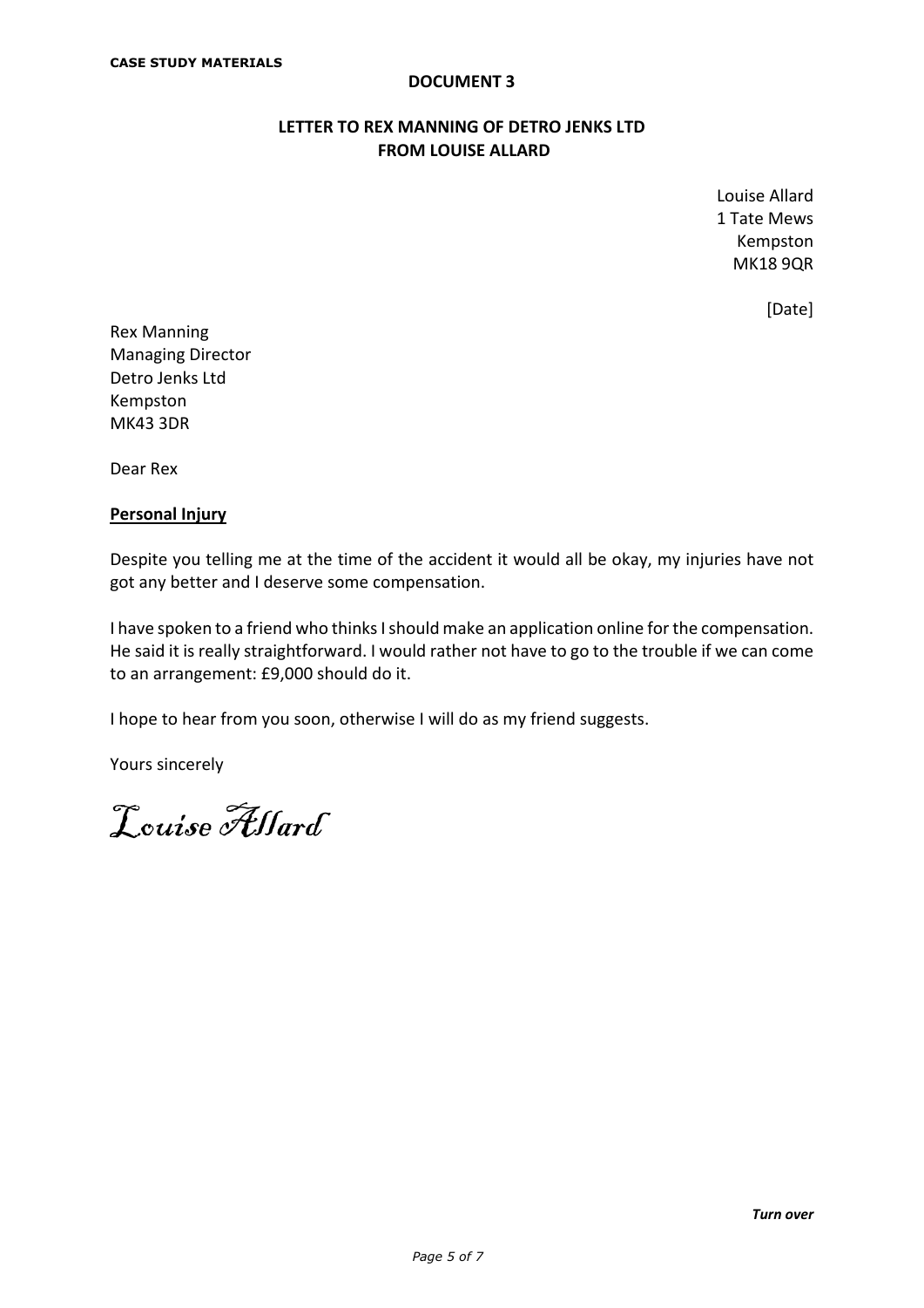**CASE STUDY MATERIALS**

**DOCUMENT 3**

**LETTER TO REX MANNING OF DETRO JENKS LTD**
**FROM LOUISE ALLARD**

Louise Allard
1 Tate Mews
Kempston
MK18 9QR

[Date]

Rex Manning
Managing Director
Detro Jenks Ltd
Kempston
MK43 3DR

Dear Rex

**Personal Injury**

Despite you telling me at the time of the accident it would all be okay, my injuries have not got any better and I deserve some compensation.

I have spoken to a friend who thinks I should make an application online for the compensation. He said it is really straightforward. I would rather not have to go to the trouble if we can come to an arrangement: £9,000 should do it.

I hope to hear from you soon, otherwise I will do as my friend suggests.

Yours sincerely

*Louise Allard*

***Turn over***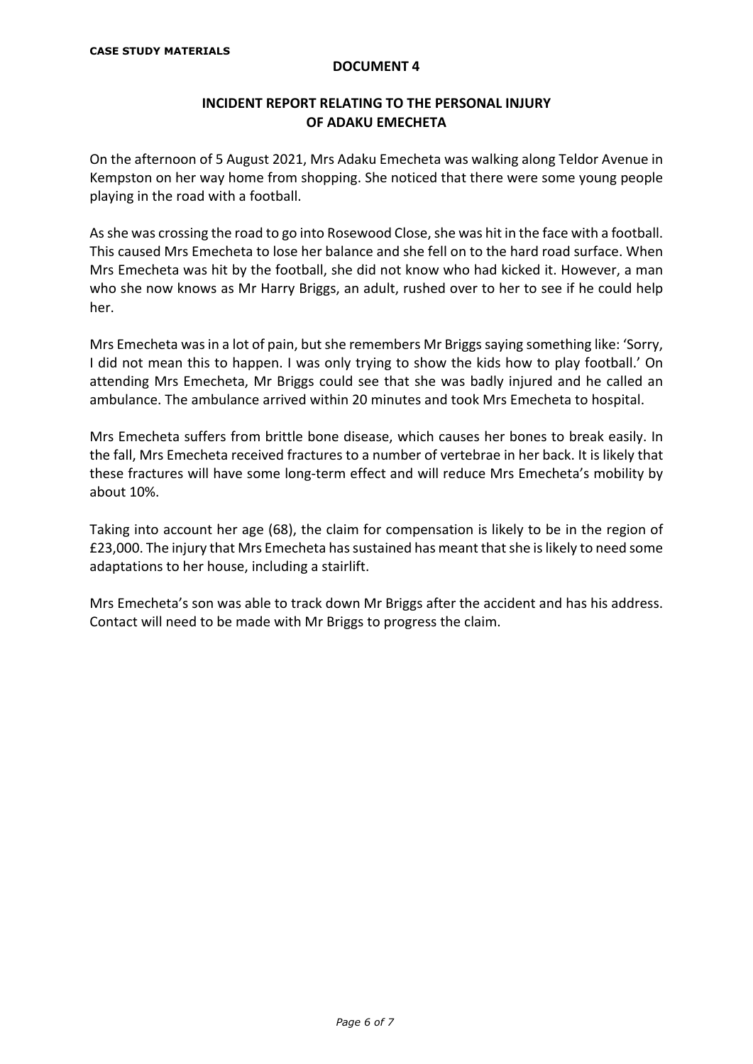**CASE STUDY MATERIALS**

**DOCUMENT 4**

## INCIDENT REPORT RELATING TO THE PERSONAL INJURY OF ADAKU EMECHETA

On the afternoon of 5 August 2021, Mrs Adaku Emecheta was walking along Teldor Avenue in Kempston on her way home from shopping. She noticed that there were some young people playing in the road with a football.

As she was crossing the road to go into Rosewood Close, she was hit in the face with a football. This caused Mrs Emecheta to lose her balance and she fell on to the hard road surface. When Mrs Emecheta was hit by the football, she did not know who had kicked it. However, a man who she now knows as Mr Harry Briggs, an adult, rushed over to her to see if he could help her.

Mrs Emecheta was in a lot of pain, but she remembers Mr Briggs saying something like: 'Sorry, I did not mean this to happen. I was only trying to show the kids how to play football.' On attending Mrs Emecheta, Mr Briggs could see that she was badly injured and he called an ambulance. The ambulance arrived within 20 minutes and took Mrs Emecheta to hospital.

Mrs Emecheta suffers from brittle bone disease, which causes her bones to break easily. In the fall, Mrs Emecheta received fractures to a number of vertebrae in her back. It is likely that these fractures will have some long-term effect and will reduce Mrs Emecheta's mobility by about 10%.

Taking into account her age (68), the claim for compensation is likely to be in the region of £23,000. The injury that Mrs Emecheta has sustained has meant that she is likely to need some adaptations to her house, including a stairlift.

Mrs Emecheta's son was able to track down Mr Briggs after the accident and has his address. Contact will need to be made with Mr Briggs to progress the claim.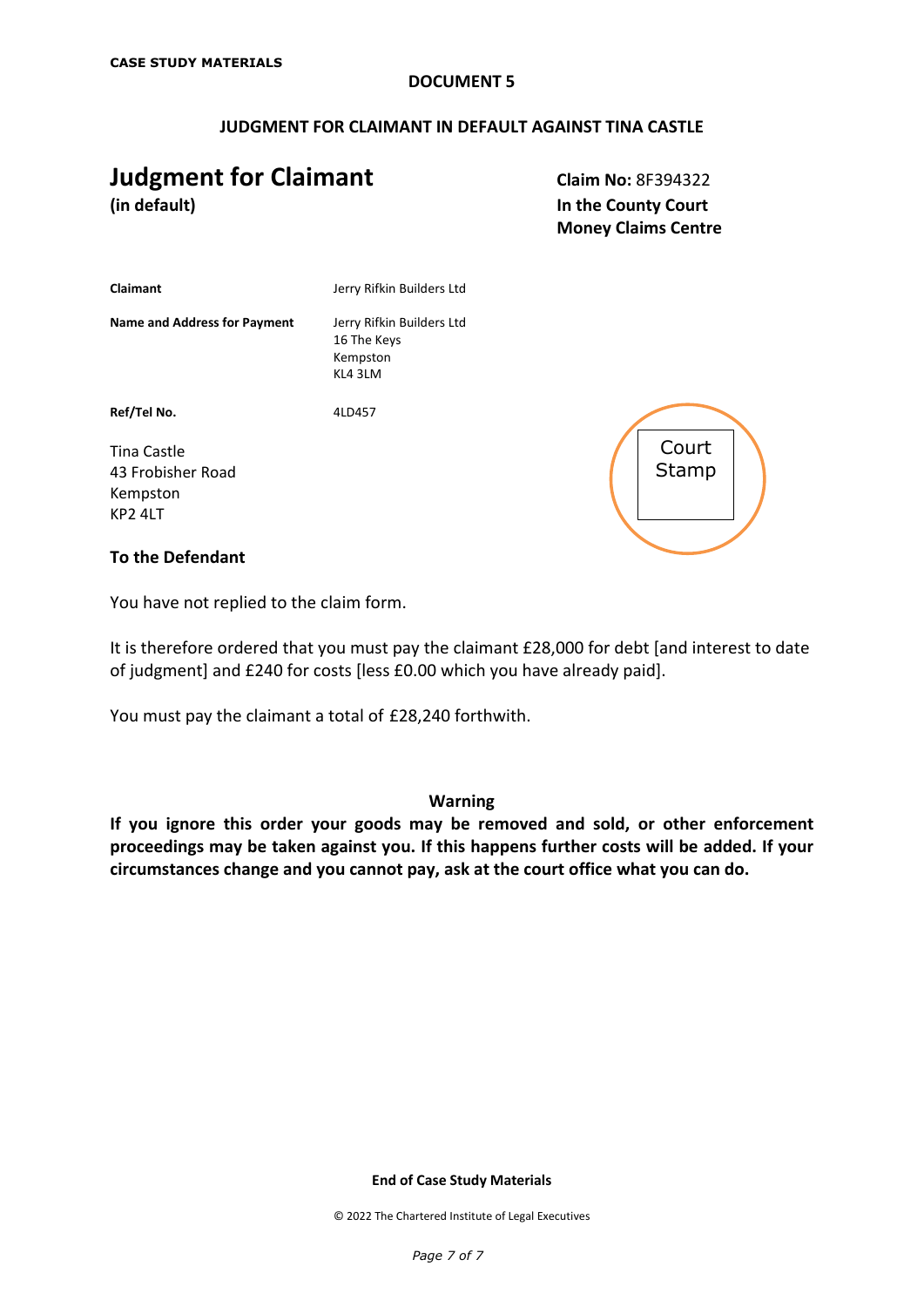**CASE STUDY MATERIALS**

**DOCUMENT 5**

**JUDGMENT FOR CLAIMANT IN DEFAULT AGAINST TINA CASTLE**

# Judgment for Claimant

**(in default)**

**Claim No:** 8F394322
**In the County Court**
**Money Claims Centre**

| | |
|---|---|
| **Claimant** | Jerry Rifkin Builders Ltd |
| **Name and Address for Payment** | Jerry Rifkin Builders Ltd<br>16 The Keys<br>Kempston<br>KL4 3LM |
| **Ref/Tel No.** | 4LD457 |

Tina Castle
43 Frobisher Road
Kempston
KP2 4LT

Court Stamp

**To the Defendant**

You have not replied to the claim form.

It is therefore ordered that you must pay the claimant £28,000 for debt [and interest to date of judgment] and £240 for costs [less £0.00 which you have already paid].

You must pay the claimant a total of £28,240 forthwith.

**Warning**

**If you ignore this order your goods may be removed and sold, or other enforcement proceedings may be taken against you. If this happens further costs will be added. If your circumstances change and you cannot pay, ask at the court office what you can do.**

**End of Case Study Materials**

© 2022 The Chartered Institute of Legal Executives